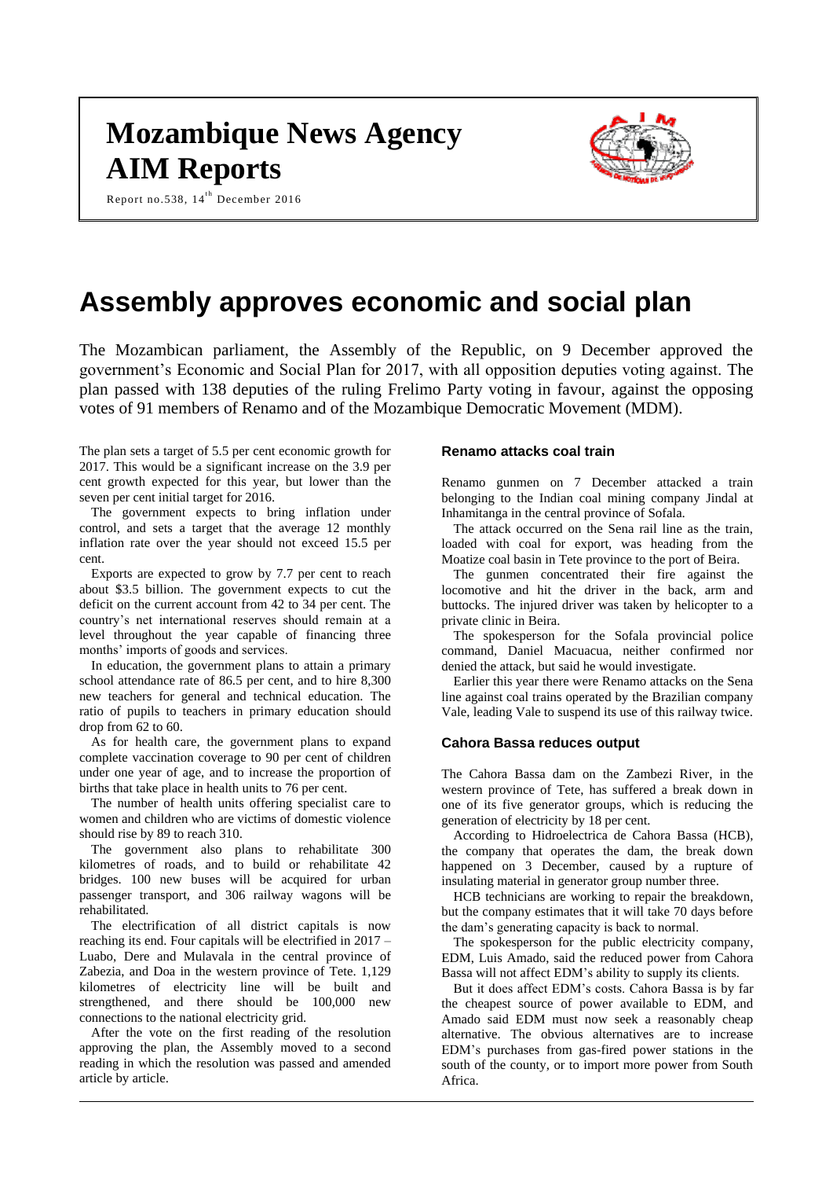# Mozambique News Agency
# AIM Reports

Report no.538, 14th December 2016

# Assembly approves economic and social plan

The Mozambican parliament, the Assembly of the Republic, on 9 December approved the government's Economic and Social Plan for 2017, with all opposition deputies voting against. The plan passed with 138 deputies of the ruling Frelimo Party voting in favour, against the opposing votes of 91 members of Renamo and of the Mozambique Democratic Movement (MDM).

The plan sets a target of 5.5 per cent economic growth for 2017. This would be a significant increase on the 3.9 per cent growth expected for this year, but lower than the seven per cent initial target for 2016.

The government expects to bring inflation under control, and sets a target that the average 12 monthly inflation rate over the year should not exceed 15.5 per cent.

Exports are expected to grow by 7.7 per cent to reach about $3.5 billion. The government expects to cut the deficit on the current account from 42 to 34 per cent. The country's net international reserves should remain at a level throughout the year capable of financing three months' imports of goods and services.

In education, the government plans to attain a primary school attendance rate of 86.5 per cent, and to hire 8,300 new teachers for general and technical education. The ratio of pupils to teachers in primary education should drop from 62 to 60.

As for health care, the government plans to expand complete vaccination coverage to 90 per cent of children under one year of age, and to increase the proportion of births that take place in health units to 76 per cent.

The number of health units offering specialist care to women and children who are victims of domestic violence should rise by 89 to reach 310.

The government also plans to rehabilitate 300 kilometres of roads, and to build or rehabilitate 42 bridges. 100 new buses will be acquired for urban passenger transport, and 306 railway wagons will be rehabilitated.

The electrification of all district capitals is now reaching its end. Four capitals will be electrified in 2017 – Luabo, Dere and Mulavala in the central province of Zabezia, and Doa in the western province of Tete. 1,129 kilometres of electricity line will be built and strengthened, and there should be 100,000 new connections to the national electricity grid.

After the vote on the first reading of the resolution approving the plan, the Assembly moved to a second reading in which the resolution was passed and amended article by article.

### Renamo attacks coal train

Renamo gunmen on 7 December attacked a train belonging to the Indian coal mining company Jindal at Inhamitanga in the central province of Sofala.

The attack occurred on the Sena rail line as the train, loaded with coal for export, was heading from the Moatize coal basin in Tete province to the port of Beira.

The gunmen concentrated their fire against the locomotive and hit the driver in the back, arm and buttocks. The injured driver was taken by helicopter to a private clinic in Beira.

The spokesperson for the Sofala provincial police command, Daniel Macuacua, neither confirmed nor denied the attack, but said he would investigate.

Earlier this year there were Renamo attacks on the Sena line against coal trains operated by the Brazilian company Vale, leading Vale to suspend its use of this railway twice.

### Cahora Bassa reduces output

The Cahora Bassa dam on the Zambezi River, in the western province of Tete, has suffered a break down in one of its five generator groups, which is reducing the generation of electricity by 18 per cent.

According to Hidroelectrica de Cahora Bassa (HCB), the company that operates the dam, the break down happened on 3 December, caused by a rupture of insulating material in generator group number three.

HCB technicians are working to repair the breakdown, but the company estimates that it will take 70 days before the dam's generating capacity is back to normal.

The spokesperson for the public electricity company, EDM, Luis Amado, said the reduced power from Cahora Bassa will not affect EDM's ability to supply its clients.

But it does affect EDM's costs. Cahora Bassa is by far the cheapest source of power available to EDM, and Amado said EDM must now seek a reasonably cheap alternative. The obvious alternatives are to increase EDM's purchases from gas-fired power stations in the south of the county, or to import more power from South Africa.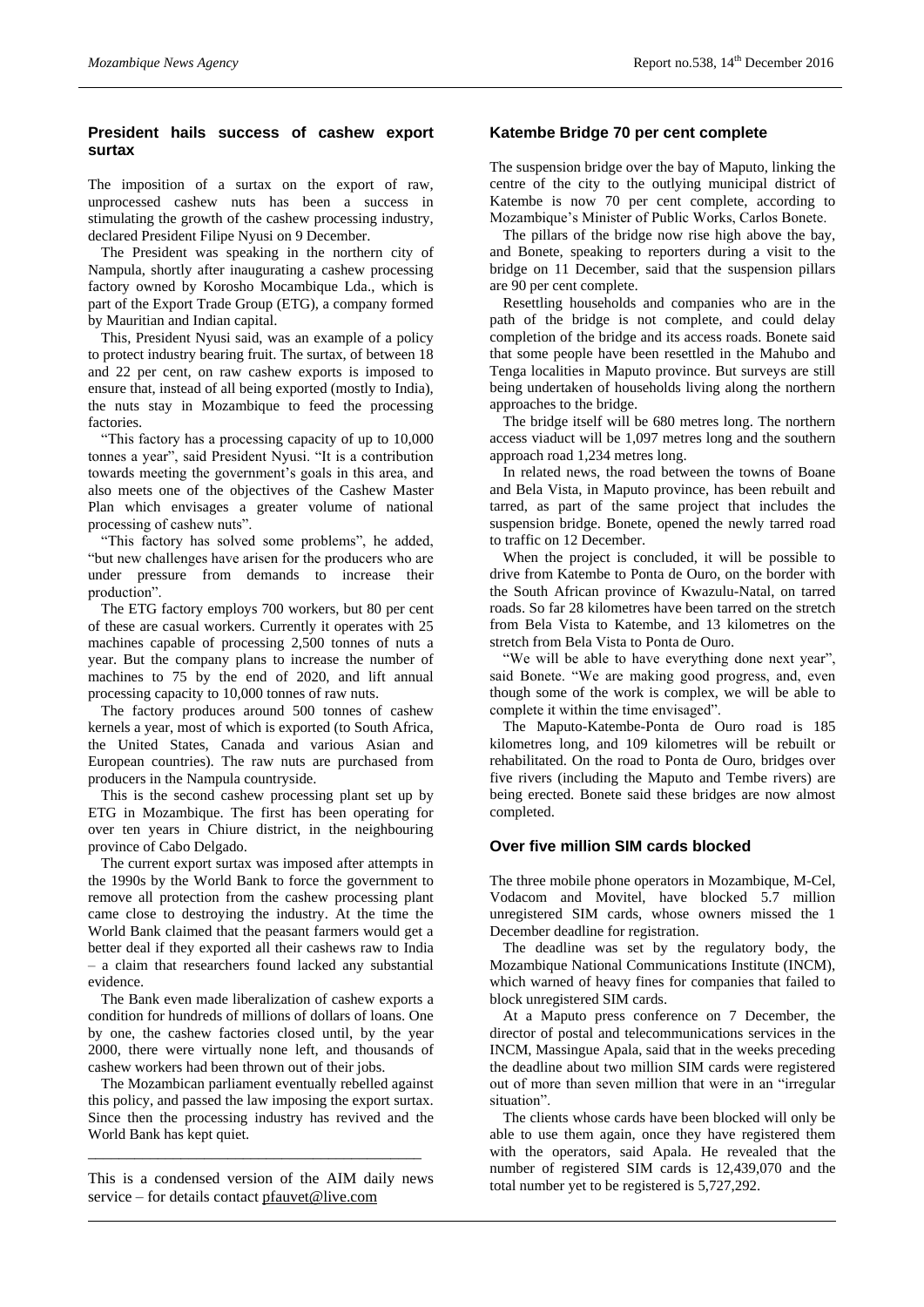## President hails success of cashew export surtax

The imposition of a surtax on the export of raw, unprocessed cashew nuts has been a success in stimulating the growth of the cashew processing industry, declared President Filipe Nyusi on 9 December.

The President was speaking in the northern city of Nampula, shortly after inaugurating a cashew processing factory owned by Korosho Mocambique Lda., which is part of the Export Trade Group (ETG), a company formed by Mauritian and Indian capital.

This, President Nyusi said, was an example of a policy to protect industry bearing fruit. The surtax, of between 18 and 22 per cent, on raw cashew exports is imposed to ensure that, instead of all being exported (mostly to India), the nuts stay in Mozambique to feed the processing factories.

"This factory has a processing capacity of up to 10,000 tonnes a year", said President Nyusi. "It is a contribution towards meeting the government's goals in this area, and also meets one of the objectives of the Cashew Master Plan which envisages a greater volume of national processing of cashew nuts".

"This factory has solved some problems", he added, "but new challenges have arisen for the producers who are under pressure from demands to increase their production".

The ETG factory employs 700 workers, but 80 per cent of these are casual workers. Currently it operates with 25 machines capable of processing 2,500 tonnes of nuts a year. But the company plans to increase the number of machines to 75 by the end of 2020, and lift annual processing capacity to 10,000 tonnes of raw nuts.

The factory produces around 500 tonnes of cashew kernels a year, most of which is exported (to South Africa, the United States, Canada and various Asian and European countries). The raw nuts are purchased from producers in the Nampula countryside.

This is the second cashew processing plant set up by ETG in Mozambique. The first has been operating for over ten years in Chiure district, in the neighbouring province of Cabo Delgado.

The current export surtax was imposed after attempts in the 1990s by the World Bank to force the government to remove all protection from the cashew processing plant came close to destroying the industry. At the time the World Bank claimed that the peasant farmers would get a better deal if they exported all their cashews raw to India – a claim that researchers found lacked any substantial evidence.

The Bank even made liberalization of cashew exports a condition for hundreds of millions of dollars of loans. One by one, the cashew factories closed until, by the year 2000, there were virtually none left, and thousands of cashew workers had been thrown out of their jobs.

The Mozambican parliament eventually rebelled against this policy, and passed the law imposing the export surtax. Since then the processing industry has revived and the World Bank has kept quiet.

---

This is a condensed version of the AIM daily news service – for details contact pfauvet@live.com

## Katembe Bridge 70 per cent complete

The suspension bridge over the bay of Maputo, linking the centre of the city to the outlying municipal district of Katembe is now 70 per cent complete, according to Mozambique's Minister of Public Works, Carlos Bonete.

The pillars of the bridge now rise high above the bay, and Bonete, speaking to reporters during a visit to the bridge on 11 December, said that the suspension pillars are 90 per cent complete.

Resettling households and companies who are in the path of the bridge is not complete, and could delay completion of the bridge and its access roads. Bonete said that some people have been resettled in the Mahubo and Tenga localities in Maputo province. But surveys are still being undertaken of households living along the northern approaches to the bridge.

The bridge itself will be 680 metres long. The northern access viaduct will be 1,097 metres long and the southern approach road 1,234 metres long.

In related news, the road between the towns of Boane and Bela Vista, in Maputo province, has been rebuilt and tarred, as part of the same project that includes the suspension bridge. Bonete, opened the newly tarred road to traffic on 12 December.

When the project is concluded, it will be possible to drive from Katembe to Ponta de Ouro, on the border with the South African province of Kwazulu-Natal, on tarred roads. So far 28 kilometres have been tarred on the stretch from Bela Vista to Katembe, and 13 kilometres on the stretch from Bela Vista to Ponta de Ouro.

"We will be able to have everything done next year", said Bonete. "We are making good progress, and, even though some of the work is complex, we will be able to complete it within the time envisaged".

The Maputo-Katembe-Ponta de Ouro road is 185 kilometres long, and 109 kilometres will be rebuilt or rehabilitated. On the road to Ponta de Ouro, bridges over five rivers (including the Maputo and Tembe rivers) are being erected. Bonete said these bridges are now almost completed.

## Over five million SIM cards blocked

The three mobile phone operators in Mozambique, M-Cel, Vodacom and Movitel, have blocked 5.7 million unregistered SIM cards, whose owners missed the 1 December deadline for registration.

The deadline was set by the regulatory body, the Mozambique National Communications Institute (INCM), which warned of heavy fines for companies that failed to block unregistered SIM cards.

At a Maputo press conference on 7 December, the director of postal and telecommunications services in the INCM, Massingue Apala, said that in the weeks preceding the deadline about two million SIM cards were registered out of more than seven million that were in an "irregular situation".

The clients whose cards have been blocked will only be able to use them again, once they have registered them with the operators, said Apala. He revealed that the number of registered SIM cards is 12,439,070 and the total number yet to be registered is 5,727,292.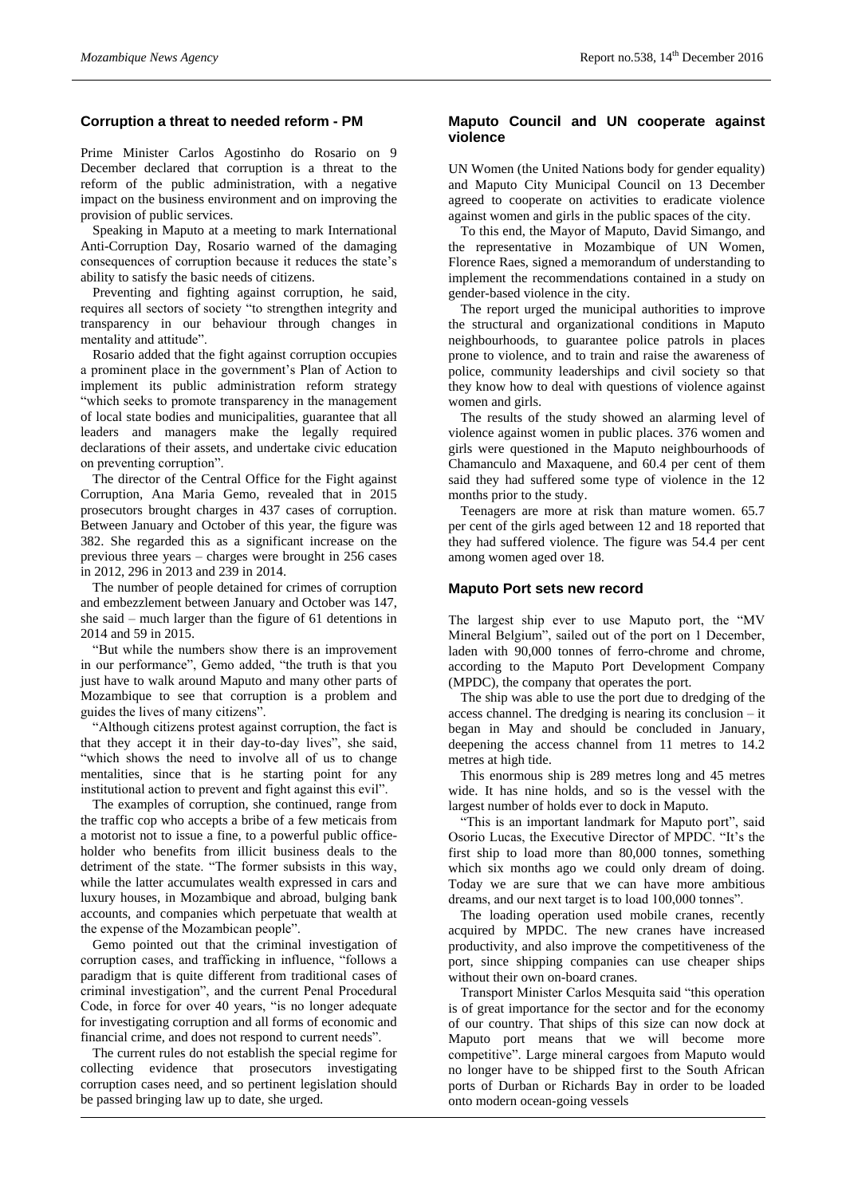## Corruption a threat to needed reform - PM

Prime Minister Carlos Agostinho do Rosario on 9 December declared that corruption is a threat to the reform of the public administration, with a negative impact on the business environment and on improving the provision of public services.

Speaking in Maputo at a meeting to mark International Anti-Corruption Day, Rosario warned of the damaging consequences of corruption because it reduces the state's ability to satisfy the basic needs of citizens.

Preventing and fighting against corruption, he said, requires all sectors of society "to strengthen integrity and transparency in our behaviour through changes in mentality and attitude".

Rosario added that the fight against corruption occupies a prominent place in the government's Plan of Action to implement its public administration reform strategy "which seeks to promote transparency in the management of local state bodies and municipalities, guarantee that all leaders and managers make the legally required declarations of their assets, and undertake civic education on preventing corruption".

The director of the Central Office for the Fight against Corruption, Ana Maria Gemo, revealed that in 2015 prosecutors brought charges in 437 cases of corruption. Between January and October of this year, the figure was 382. She regarded this as a significant increase on the previous three years – charges were brought in 256 cases in 2012, 296 in 2013 and 239 in 2014.

The number of people detained for crimes of corruption and embezzlement between January and October was 147, she said – much larger than the figure of 61 detentions in 2014 and 59 in 2015.

"But while the numbers show there is an improvement in our performance", Gemo added, "the truth is that you just have to walk around Maputo and many other parts of Mozambique to see that corruption is a problem and guides the lives of many citizens".

"Although citizens protest against corruption, the fact is that they accept it in their day-to-day lives", she said, "which shows the need to involve all of us to change mentalities, since that is he starting point for any institutional action to prevent and fight against this evil".

The examples of corruption, she continued, range from the traffic cop who accepts a bribe of a few meticais from a motorist not to issue a fine, to a powerful public office-holder who benefits from illicit business deals to the detriment of the state. "The former subsists in this way, while the latter accumulates wealth expressed in cars and luxury houses, in Mozambique and abroad, bulging bank accounts, and companies which perpetuate that wealth at the expense of the Mozambican people".

Gemo pointed out that the criminal investigation of corruption cases, and trafficking in influence, "follows a paradigm that is quite different from traditional cases of criminal investigation", and the current Penal Procedural Code, in force for over 40 years, "is no longer adequate for investigating corruption and all forms of economic and financial crime, and does not respond to current needs".

The current rules do not establish the special regime for collecting evidence that prosecutors investigating corruption cases need, and so pertinent legislation should be passed bringing law up to date, she urged.

## Maputo Council and UN cooperate against violence

UN Women (the United Nations body for gender equality) and Maputo City Municipal Council on 13 December agreed to cooperate on activities to eradicate violence against women and girls in the public spaces of the city.

To this end, the Mayor of Maputo, David Simango, and the representative in Mozambique of UN Women, Florence Raes, signed a memorandum of understanding to implement the recommendations contained in a study on gender-based violence in the city.

The report urged the municipal authorities to improve the structural and organizational conditions in Maputo neighbourhoods, to guarantee police patrols in places prone to violence, and to train and raise the awareness of police, community leaderships and civil society so that they know how to deal with questions of violence against women and girls.

The results of the study showed an alarming level of violence against women in public places. 376 women and girls were questioned in the Maputo neighbourhoods of Chamanculo and Maxaquene, and 60.4 per cent of them said they had suffered some type of violence in the 12 months prior to the study.

Teenagers are more at risk than mature women. 65.7 per cent of the girls aged between 12 and 18 reported that they had suffered violence. The figure was 54.4 per cent among women aged over 18.

## Maputo Port sets new record

The largest ship ever to use Maputo port, the "MV Mineral Belgium", sailed out of the port on 1 December, laden with 90,000 tonnes of ferro-chrome and chrome, according to the Maputo Port Development Company (MPDC), the company that operates the port.

The ship was able to use the port due to dredging of the access channel. The dredging is nearing its conclusion – it began in May and should be concluded in January, deepening the access channel from 11 metres to 14.2 metres at high tide.

This enormous ship is 289 metres long and 45 metres wide. It has nine holds, and so is the vessel with the largest number of holds ever to dock in Maputo.

"This is an important landmark for Maputo port", said Osorio Lucas, the Executive Director of MPDC. "It's the first ship to load more than 80,000 tonnes, something which six months ago we could only dream of doing. Today we are sure that we can have more ambitious dreams, and our next target is to load 100,000 tonnes".

The loading operation used mobile cranes, recently acquired by MPDC. The new cranes have increased productivity, and also improve the competitiveness of the port, since shipping companies can use cheaper ships without their own on-board cranes.

Transport Minister Carlos Mesquita said "this operation is of great importance for the sector and for the economy of our country. That ships of this size can now dock at Maputo port means that we will become more competitive". Large mineral cargoes from Maputo would no longer have to be shipped first to the South African ports of Durban or Richards Bay in order to be loaded onto modern ocean-going vessels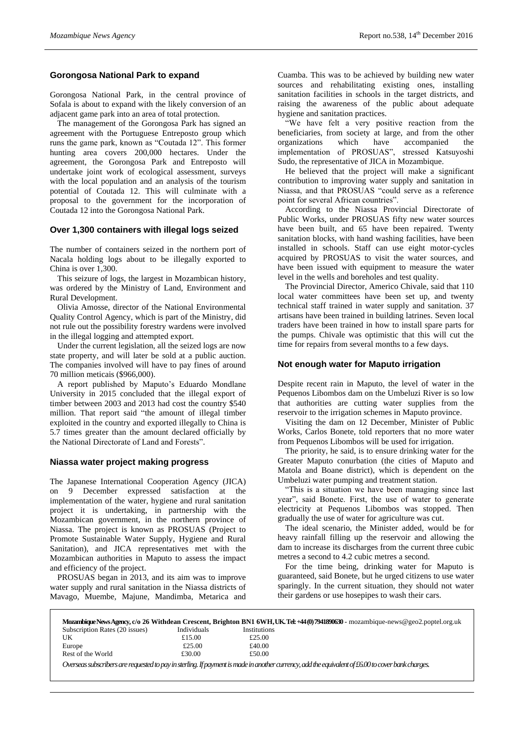## Gorongosa National Park to expand

Gorongosa National Park, in the central province of Sofala is about to expand with the likely conversion of an adjacent game park into an area of total protection.

The management of the Gorongosa Park has signed an agreement with the Portuguese Entreposto group which runs the game park, known as "Coutada 12". This former hunting area covers 200,000 hectares. Under the agreement, the Gorongosa Park and Entreposto will undertake joint work of ecological assessment, surveys with the local population and an analysis of the tourism potential of Coutada 12. This will culminate with a proposal to the government for the incorporation of Coutada 12 into the Gorongosa National Park.

## Over 1,300 containers with illegal logs seized

The number of containers seized in the northern port of Nacala holding logs about to be illegally exported to China is over 1,300.

This seizure of logs, the largest in Mozambican history, was ordered by the Ministry of Land, Environment and Rural Development.

Olivia Amosse, director of the National Environmental Quality Control Agency, which is part of the Ministry, did not rule out the possibility forestry wardens were involved in the illegal logging and attempted export.

Under the current legislation, all the seized logs are now state property, and will later be sold at a public auction. The companies involved will have to pay fines of around 70 million meticais ($966,000).

A report published by Maputo's Eduardo Mondlane University in 2015 concluded that the illegal export of timber between 2003 and 2013 had cost the country $540 million. That report said "the amount of illegal timber exploited in the country and exported illegally to China is 5.7 times greater than the amount declared officially by the National Directorate of Land and Forests".

## Niassa water project making progress

The Japanese International Cooperation Agency (JICA) on 9 December expressed satisfaction at the implementation of the water, hygiene and rural sanitation project it is undertaking, in partnership with the Mozambican government, in the northern province of Niassa. The project is known as PROSUAS (Project to Promote Sustainable Water Supply, Hygiene and Rural Sanitation), and JICA representatives met with the Mozambican authorities in Maputo to assess the impact and efficiency of the project.

PROSUAS began in 2013, and its aim was to improve water supply and rural sanitation in the Niassa districts of Mavago, Muembe, Majune, Mandimba, Metarica and Cuamba. This was to be achieved by building new water sources and rehabilitating existing ones, installing sanitation facilities in schools in the target districts, and raising the awareness of the public about adequate hygiene and sanitation practices.

"We have felt a very positive reaction from the beneficiaries, from society at large, and from the other organizations which have accompanied the implementation of PROSUAS", stressed Katsuyoshi Sudo, the representative of JICA in Mozambique.

He believed that the project will make a significant contribution to improving water supply and sanitation in Niassa, and that PROSUAS "could serve as a reference point for several African countries".

According to the Niassa Provincial Directorate of Public Works, under PROSUAS fifty new water sources have been built, and 65 have been repaired. Twenty sanitation blocks, with hand washing facilities, have been installed in schools. Staff can use eight motor-cycles acquired by PROSUAS to visit the water sources, and have been issued with equipment to measure the water level in the wells and boreholes and test quality.

The Provincial Director, Americo Chivale, said that 110 local water committees have been set up, and twenty technical staff trained in water supply and sanitation. 37 artisans have been trained in building latrines. Seven local traders have been trained in how to install spare parts for the pumps. Chivale was optimistic that this will cut the time for repairs from several months to a few days.

## Not enough water for Maputo irrigation

Despite recent rain in Maputo, the level of water in the Pequenos Libombos dam on the Umbeluzi River is so low that authorities are cutting water supplies from the reservoir to the irrigation schemes in Maputo province.

Visiting the dam on 12 December, Minister of Public Works, Carlos Bonete, told reporters that no more water from Pequenos Libombos will be used for irrigation.

The priority, he said, is to ensure drinking water for the Greater Maputo conurbation (the cities of Maputo and Matola and Boane district), which is dependent on the Umbeluzi water pumping and treatment station.

"This is a situation we have been managing since last year", said Bonete. First, the use of water to generate electricity at Pequenos Libombos was stopped. Then gradually the use of water for agriculture was cut.

The ideal scenario, the Minister added, would be for heavy rainfall filling up the reservoir and allowing the dam to increase its discharges from the current three cubic metres a second to 4.2 cubic metres a second.

For the time being, drinking water for Maputo is guaranteed, said Bonete, but he urged citizens to use water sparingly. In the current situation, they should not water their gardens or use hosepipes to wash their cars.

**Mozambique News Agency, c/o 26 Withdean Crescent, Brighton BN1 6WH, UK. Tel: +44 (0) 7941890630** - mozambique-news@geo2.poptel.org.uk

| Subscription Rates (20 issues) | Individuals | Institutions |
|---|---|---|
| UK | £15.00 | £25.00 |
| Europe | £25.00 | £40.00 |
| Rest of the World | £30.00 | £50.00 |

*Overseas subscribers are requested to pay in sterling. If payment is made in another currency, add the equivalent of £6.00 to cover bank charges.*